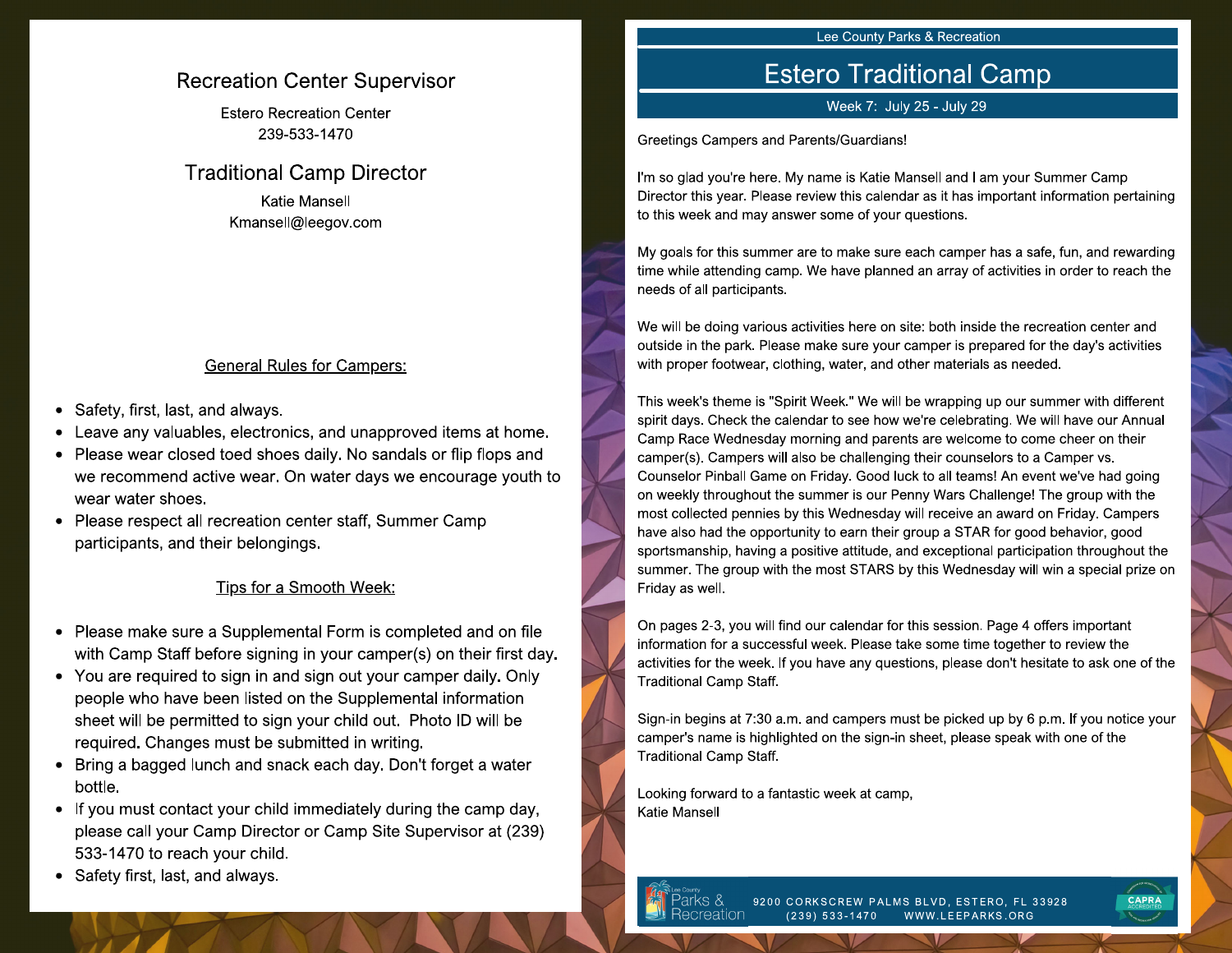## Recreation Center Supervisor

Estero Recreation Center
239-533-1470

## Traditional Camp Director

Katie Mansell
Kmansell@leegov.com

### General Rules for Campers:

- Safety, first, last, and always.
- Leave any valuables, electronics, and unapproved items at home.
- Please wear closed toed shoes daily. No sandals or flip flops and we recommend active wear. On water days we encourage youth to wear water shoes.
- Please respect all recreation center staff, Summer Camp participants, and their belongings.

### Tips for a Smooth Week:

- Please make sure a Supplemental Form is completed and on file with Camp Staff before signing in your camper(s) on their first day.
- You are required to sign in and sign out your camper daily. Only people who have been listed on the Supplemental information sheet will be permitted to sign your child out. Photo ID will be required. Changes must be submitted in writing.
- Bring a bagged lunch and snack each day. Don't forget a water bottle.
- If you must contact your child immediately during the camp day, please call your Camp Director or Camp Site Supervisor at (239) 533-1470 to reach your child.
- Safety first, last, and always.

Lee County Parks & Recreation

# Estero Traditional Camp

Week 7: July 25 - July 29

Greetings Campers and Parents/Guardians!

I'm so glad you're here. My name is Katie Mansell and I am your Summer Camp Director this year. Please review this calendar as it has important information pertaining to this week and may answer some of your questions.

My goals for this summer are to make sure each camper has a safe, fun, and rewarding time while attending camp. We have planned an array of activities in order to reach the needs of all participants.

We will be doing various activities here on site: both inside the recreation center and outside in the park. Please make sure your camper is prepared for the day's activities with proper footwear, clothing, water, and other materials as needed.

This week's theme is "Spirit Week." We will be wrapping up our summer with different spirit days. Check the calendar to see how we're celebrating. We will have our Annual Camp Race Wednesday morning and parents are welcome to come cheer on their camper(s). Campers will also be challenging their counselors to a Camper vs. Counselor Pinball Game on Friday. Good luck to all teams! An event we've had going on weekly throughout the summer is our Penny Wars Challenge! The group with the most collected pennies by this Wednesday will receive an award on Friday. Campers have also had the opportunity to earn their group a STAR for good behavior, good sportsmanship, having a positive attitude, and exceptional participation throughout the summer. The group with the most STARS by this Wednesday will win a special prize on Friday as well.

On pages 2-3, you will find our calendar for this session. Page 4 offers important information for a successful week. Please take some time together to review the activities for the week. If you have any questions, please don't hesitate to ask one of the Traditional Camp Staff.

Sign-in begins at 7:30 a.m. and campers must be picked up by 6 p.m. If you notice your camper's name is highlighted on the sign-in sheet, please speak with one of the Traditional Camp Staff.

Looking forward to a fantastic week at camp,
Katie Mansell

Lee County Parks & Recreation
9200 CORKSCREW PALMS BLVD, ESTERO, FL 33928
(239) 533-1470 WWW.LEEPARKS.ORG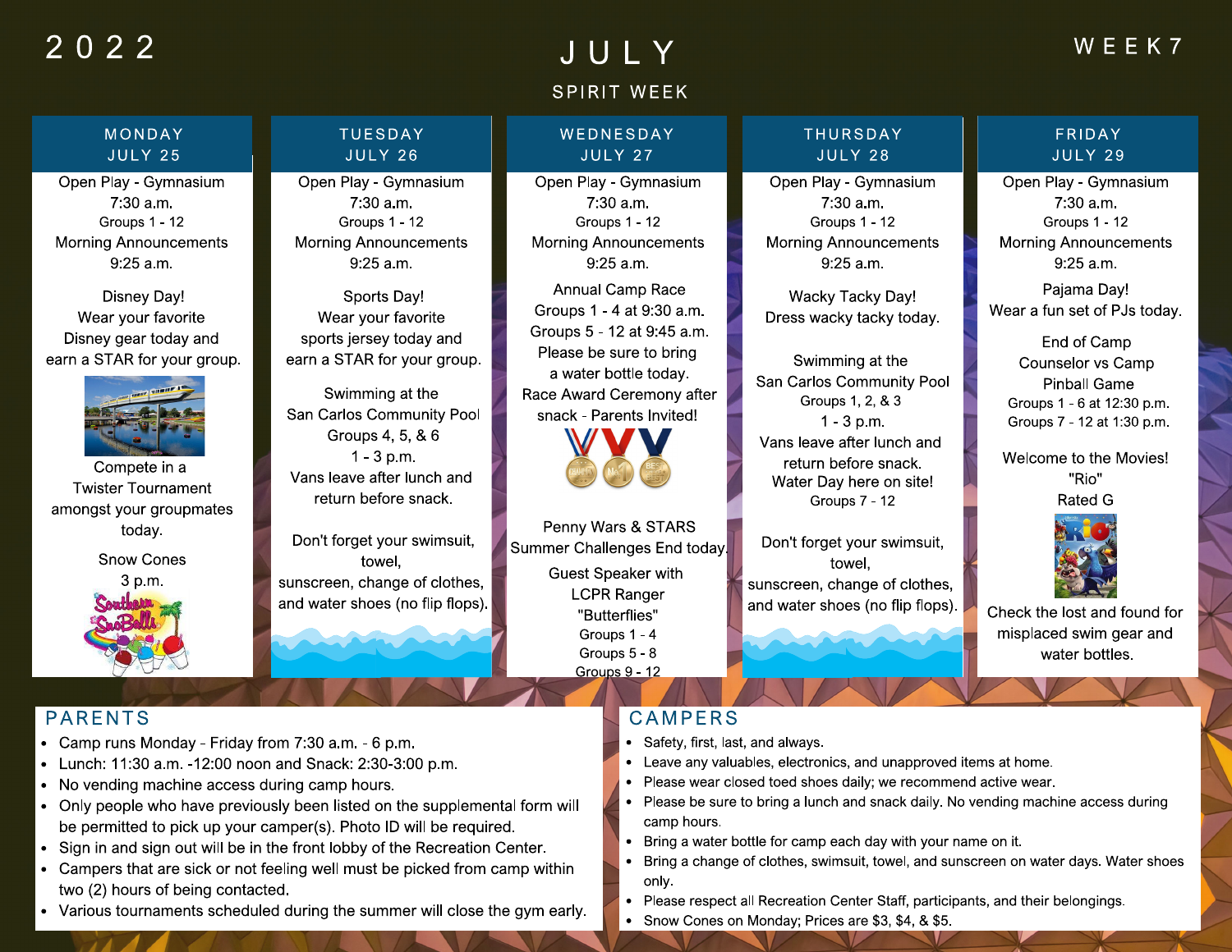# 2022 JULY SPIRIT WEEK

WEEK 7

## MONDAY JULY 25

Open Play - Gymnasium
7:30 a.m.
Groups 1 - 12

Morning Announcements
9:25 a.m.

Disney Day!
Wear your favorite Disney gear today and earn a STAR for your group.

Compete in a Twister Tournament amongst your groupmates today.

Snow Cones
3 p.m.

## TUESDAY JULY 26

Open Play - Gymnasium
7:30 a.m.
Groups 1 - 12

Morning Announcements
9:25 a.m.

Sports Day!
Wear your favorite sports jersey today and earn a STAR for your group.

Swimming at the San Carlos Community Pool
Groups 4, 5, & 6
1 - 3 p.m.
Vans leave after lunch and return before snack.

Don't forget your swimsuit, towel, sunscreen, change of clothes, and water shoes (no flip flops).

## WEDNESDAY JULY 27

Open Play - Gymnasium
7:30 a.m.
Groups 1 - 12

Morning Announcements
9:25 a.m.

Annual Camp Race
Groups 1 - 4 at 9:30 a.m.
Groups 5 - 12 at 9:45 a.m.
Please be sure to bring a water bottle today.
Race Award Ceremony after snack - Parents Invited!

Penny Wars & STARS Summer Challenges End today.

Guest Speaker with LCPR Ranger
"Butterflies"
Groups 1 - 4
Groups 5 - 8
Groups 9 - 12

## THURSDAY JULY 28

Open Play - Gymnasium
7:30 a.m.
Groups 1 - 12

Morning Announcements
9:25 a.m.

Wacky Tacky Day!
Dress wacky tacky today.

Swimming at the San Carlos Community Pool
Groups 1, 2, & 3
1 - 3 p.m.
Vans leave after lunch and return before snack.

Water Day here on site!
Groups 7 - 12

Don't forget your swimsuit, towel, sunscreen, change of clothes, and water shoes (no flip flops).

## FRIDAY JULY 29

Open Play - Gymnasium
7:30 a.m.
Groups 1 - 12

Morning Announcements
9:25 a.m.

Pajama Day!
Wear a fun set of PJs today.

End of Camp Counselor vs Camp Pinball Game
Groups 1 - 6 at 12:30 p.m.
Groups 7 - 12 at 1:30 p.m.

Welcome to the Movies!
"Rio"
Rated G

Check the lost and found for misplaced swim gear and water bottles.

## PARENTS

- Camp runs Monday - Friday from 7:30 a.m. - 6 p.m.
- Lunch: 11:30 a.m. -12:00 noon and Snack: 2:30-3:00 p.m.
- No vending machine access during camp hours.
- Only people who have previously been listed on the supplemental form will be permitted to pick up your camper(s). Photo ID will be required.
- Sign in and sign out will be in the front lobby of the Recreation Center.
- Campers that are sick or not feeling well must be picked from camp within two (2) hours of being contacted.
- Various tournaments scheduled during the summer will close the gym early.

## CAMPERS

- Safety, first, last, and always.
- Leave any valuables, electronics, and unapproved items at home.
- Please wear closed toed shoes daily; we recommend active wear.
- Please be sure to bring a lunch and snack daily. No vending machine access during camp hours.
- Bring a water bottle for camp each day with your name on it.
- Bring a change of clothes, swimsuit, towel, and sunscreen on water days. Water shoes only.
- Please respect all Recreation Center Staff, participants, and their belongings.
- Snow Cones on Monday; Prices are $3, $4, & $5.